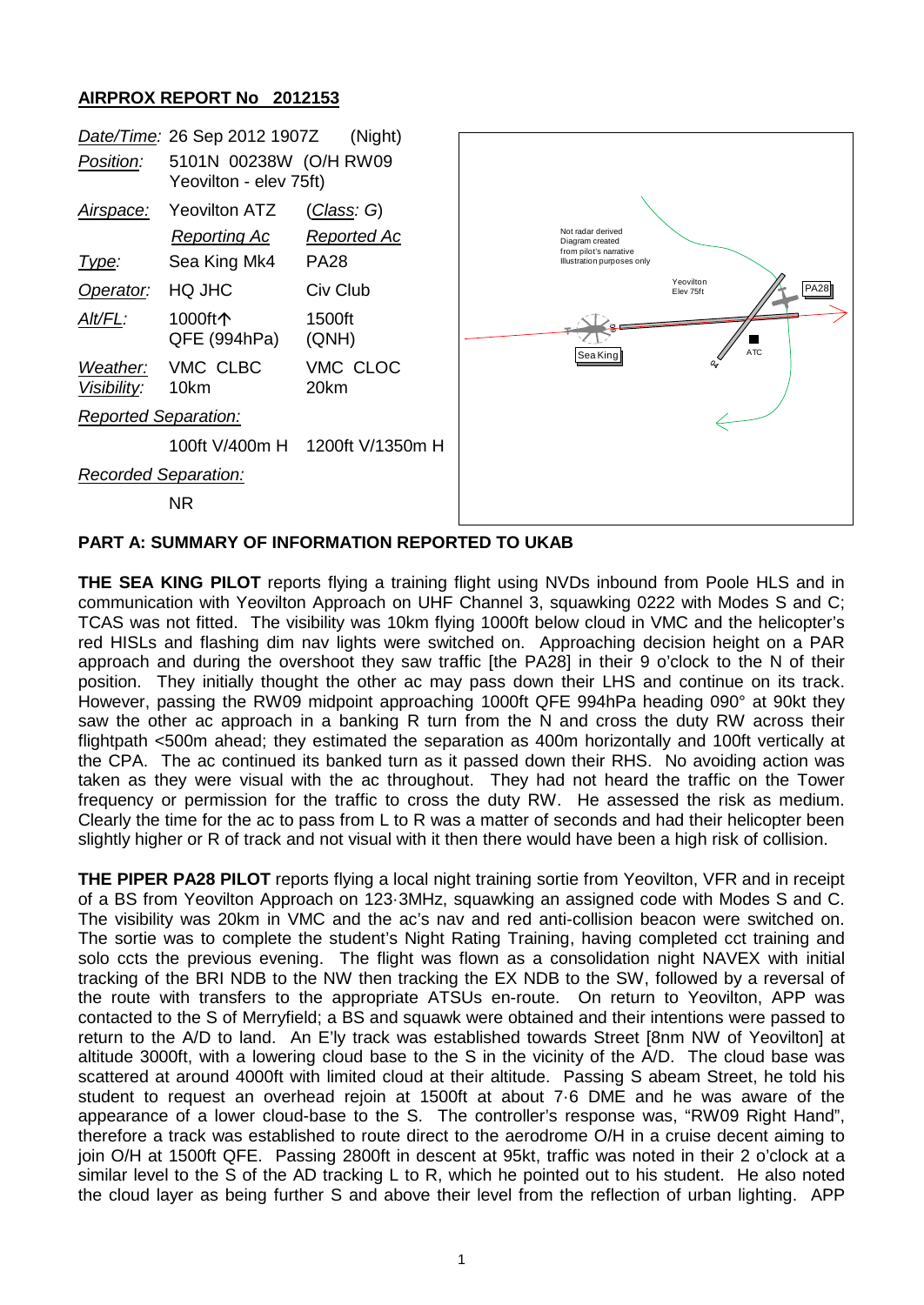# AIRPROX REPORT No 2012153

| | | |
|---|---|---|
| *Date/Time:* | 26 Sep 2012 1907Z | (Night) |
| *Position:* | 5101N 00238W (O/H RW09 Yeovilton - elev 75ft) | |
| *Airspace:* | Yeovilton ATZ | (*Class: G*) |
| | *Reporting Ac* | *Reported Ac* |
| *Type:* | Sea King Mk4 | PA28 |
| *Operator:* | HQ JHC | Civ Club |
| *Alt/FL:* | 1000ft↑ QFE (994hPa) | 1500ft (QNH) |
| *Weather:* | VMC CLBC | VMC CLOC |
| *Visibility:* | 10km | 20km |
| *Reported Separation:* | | |
| | 100ft V/400m H | 1200ft V/1350m H |
| *Recorded Separation:* | | |
| | NR | |

Not radar derived
Diagram created from pilot's narrative
Illustration purposes only

Yeovilton Elev 75ft

PA28

Sea King

ATC

## PART A: SUMMARY OF INFORMATION REPORTED TO UKAB

**THE SEA KING PILOT** reports flying a training flight using NVDs inbound from Poole HLS and in communication with Yeovilton Approach on UHF Channel 3, squawking 0222 with Modes S and C; TCAS was not fitted. The visibility was 10km flying 1000ft below cloud in VMC and the helicopter's red HISLs and flashing dim nav lights were switched on. Approaching decision height on a PAR approach and during the overshoot they saw traffic [the PA28] in their 9 o'clock to the N of their position. They initially thought the other ac may pass down their LHS and continue on its track. However, passing the RW09 midpoint approaching 1000ft QFE 994hPa heading 090° at 90kt they saw the other ac approach in a banking R turn from the N and cross the duty RW across their flightpath <500m ahead; they estimated the separation as 400m horizontally and 100ft vertically at the CPA. The ac continued its banked turn as it passed down their RHS. No avoiding action was taken as they were visual with the ac throughout. They had not heard the traffic on the Tower frequency or permission for the traffic to cross the duty RW. He assessed the risk as medium. Clearly the time for the ac to pass from L to R was a matter of seconds and had their helicopter been slightly higher or R of track and not visual with it then there would have been a high risk of collision.

**THE PIPER PA28 PILOT** reports flying a local night training sortie from Yeovilton, VFR and in receipt of a BS from Yeovilton Approach on 123·3MHz, squawking an assigned code with Modes S and C. The visibility was 20km in VMC and the ac's nav and red anti-collision beacon were switched on. The sortie was to complete the student's Night Rating Training, having completed cct training and solo ccts the previous evening. The flight was flown as a consolidation night NAVEX with initial tracking of the BRI NDB to the NW then tracking the EX NDB to the SW, followed by a reversal of the route with transfers to the appropriate ATSUs en-route. On return to Yeovilton, APP was contacted to the S of Merryfield; a BS and squawk were obtained and their intentions were passed to return to the A/D to land. An E'ly track was established towards Street [8nm NW of Yeovilton] at altitude 3000ft, with a lowering cloud base to the S in the vicinity of the A/D. The cloud base was scattered at around 4000ft with limited cloud at their altitude. Passing S abeam Street, he told his student to request an overhead rejoin at 1500ft at about 7·6 DME and he was aware of the appearance of a lower cloud-base to the S. The controller's response was, "RW09 Right Hand", therefore a track was established to route direct to the aerodrome O/H in a cruise decent aiming to join O/H at 1500ft QFE. Passing 2800ft in descent at 95kt, traffic was noted in their 2 o'clock at a similar level to the S of the AD tracking L to R, which he pointed out to his student. He also noted the cloud layer as being further S and above their level from the reflection of urban lighting. APP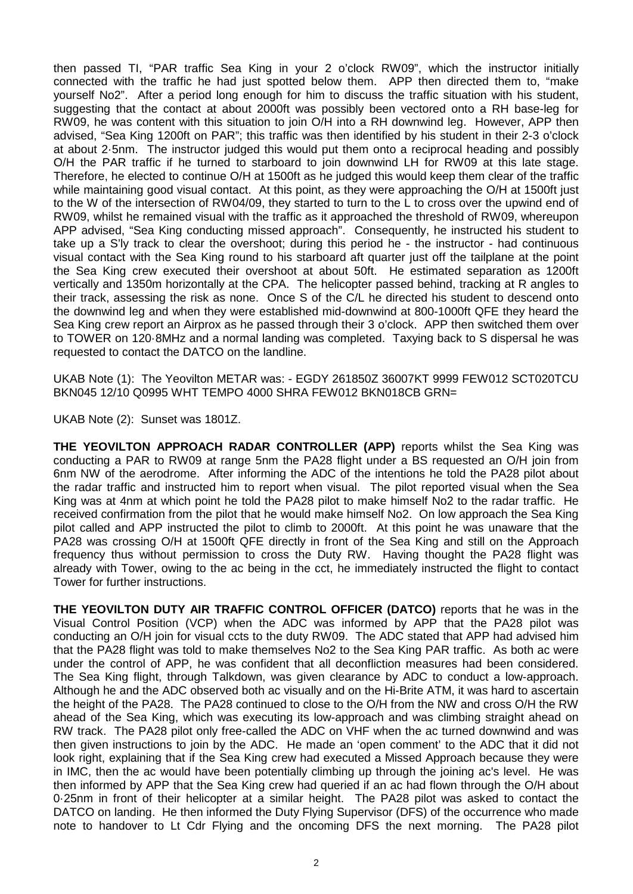then passed TI, "PAR traffic Sea King in your 2 o'clock RW09", which the instructor initially connected with the traffic he had just spotted below them. APP then directed them to, "make yourself No2". After a period long enough for him to discuss the traffic situation with his student, suggesting that the contact at about 2000ft was possibly been vectored onto a RH base-leg for RW09, he was content with this situation to join O/H into a RH downwind leg. However, APP then advised, "Sea King 1200ft on PAR"; this traffic was then identified by his student in their 2-3 o'clock at about 2·5nm. The instructor judged this would put them onto a reciprocal heading and possibly O/H the PAR traffic if he turned to starboard to join downwind LH for RW09 at this late stage. Therefore, he elected to continue O/H at 1500ft as he judged this would keep them clear of the traffic while maintaining good visual contact. At this point, as they were approaching the O/H at 1500ft just to the W of the intersection of RW04/09, they started to turn to the L to cross over the upwind end of RW09, whilst he remained visual with the traffic as it approached the threshold of RW09, whereupon APP advised, "Sea King conducting missed approach". Consequently, he instructed his student to take up a S'ly track to clear the overshoot; during this period he - the instructor - had continuous visual contact with the Sea King round to his starboard aft quarter just off the tailplane at the point the Sea King crew executed their overshoot at about 50ft. He estimated separation as 1200ft vertically and 1350m horizontally at the CPA. The helicopter passed behind, tracking at R angles to their track, assessing the risk as none. Once S of the C/L he directed his student to descend onto the downwind leg and when they were established mid-downwind at 800-1000ft QFE they heard the Sea King crew report an Airprox as he passed through their 3 o'clock. APP then switched them over to TOWER on 120·8MHz and a normal landing was completed. Taxying back to S dispersal he was requested to contact the DATCO on the landline.

UKAB Note (1): The Yeovilton METAR was: - EGDY 261850Z 36007KT 9999 FEW012 SCT020TCU BKN045 12/10 Q0995 WHT TEMPO 4000 SHRA FEW012 BKN018CB GRN=

UKAB Note (2): Sunset was 1801Z.

**THE YEOVILTON APPROACH RADAR CONTROLLER (APP)** reports whilst the Sea King was conducting a PAR to RW09 at range 5nm the PA28 flight under a BS requested an O/H join from 6nm NW of the aerodrome. After informing the ADC of the intentions he told the PA28 pilot about the radar traffic and instructed him to report when visual. The pilot reported visual when the Sea King was at 4nm at which point he told the PA28 pilot to make himself No2 to the radar traffic. He received confirmation from the pilot that he would make himself No2. On low approach the Sea King pilot called and APP instructed the pilot to climb to 2000ft. At this point he was unaware that the PA28 was crossing O/H at 1500ft QFE directly in front of the Sea King and still on the Approach frequency thus without permission to cross the Duty RW. Having thought the PA28 flight was already with Tower, owing to the ac being in the cct, he immediately instructed the flight to contact Tower for further instructions.

**THE YEOVILTON DUTY AIR TRAFFIC CONTROL OFFICER (DATCO)** reports that he was in the Visual Control Position (VCP) when the ADC was informed by APP that the PA28 pilot was conducting an O/H join for visual ccts to the duty RW09. The ADC stated that APP had advised him that the PA28 flight was told to make themselves No2 to the Sea King PAR traffic. As both ac were under the control of APP, he was confident that all deconfliction measures had been considered. The Sea King flight, through Talkdown, was given clearance by ADC to conduct a low-approach. Although he and the ADC observed both ac visually and on the Hi-Brite ATM, it was hard to ascertain the height of the PA28. The PA28 continued to close to the O/H from the NW and cross O/H the RW ahead of the Sea King, which was executing its low-approach and was climbing straight ahead on RW track. The PA28 pilot only free-called the ADC on VHF when the ac turned downwind and was then given instructions to join by the ADC. He made an 'open comment' to the ADC that it did not look right, explaining that if the Sea King crew had executed a Missed Approach because they were in IMC, then the ac would have been potentially climbing up through the joining ac's level. He was then informed by APP that the Sea King crew had queried if an ac had flown through the O/H about 0·25nm in front of their helicopter at a similar height. The PA28 pilot was asked to contact the DATCO on landing. He then informed the Duty Flying Supervisor (DFS) of the occurrence who made note to handover to Lt Cdr Flying and the oncoming DFS the next morning. The PA28 pilot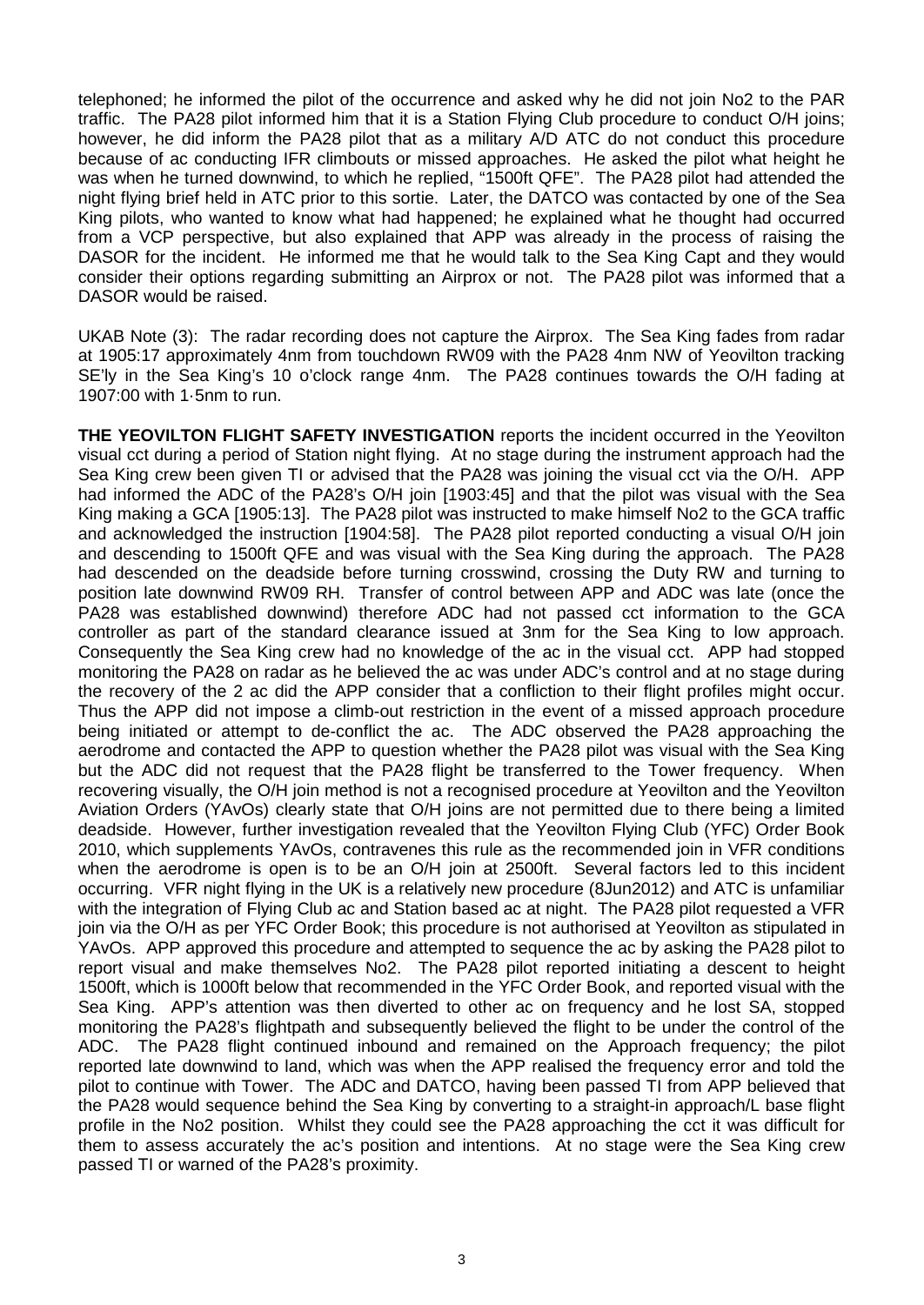telephoned; he informed the pilot of the occurrence and asked why he did not join No2 to the PAR traffic. The PA28 pilot informed him that it is a Station Flying Club procedure to conduct O/H joins; however, he did inform the PA28 pilot that as a military A/D ATC do not conduct this procedure because of ac conducting IFR climbouts or missed approaches. He asked the pilot what height he was when he turned downwind, to which he replied, "1500ft QFE". The PA28 pilot had attended the night flying brief held in ATC prior to this sortie. Later, the DATCO was contacted by one of the Sea King pilots, who wanted to know what had happened; he explained what he thought had occurred from a VCP perspective, but also explained that APP was already in the process of raising the DASOR for the incident. He informed me that he would talk to the Sea King Capt and they would consider their options regarding submitting an Airprox or not. The PA28 pilot was informed that a DASOR would be raised.

UKAB Note (3): The radar recording does not capture the Airprox. The Sea King fades from radar at 1905:17 approximately 4nm from touchdown RW09 with the PA28 4nm NW of Yeovilton tracking SE'ly in the Sea King's 10 o'clock range 4nm. The PA28 continues towards the O/H fading at 1907:00 with 1·5nm to run.

**THE YEOVILTON FLIGHT SAFETY INVESTIGATION** reports the incident occurred in the Yeovilton visual cct during a period of Station night flying. At no stage during the instrument approach had the Sea King crew been given TI or advised that the PA28 was joining the visual cct via the O/H. APP had informed the ADC of the PA28's O/H join [1903:45] and that the pilot was visual with the Sea King making a GCA [1905:13]. The PA28 pilot was instructed to make himself No2 to the GCA traffic and acknowledged the instruction [1904:58]. The PA28 pilot reported conducting a visual O/H join and descending to 1500ft QFE and was visual with the Sea King during the approach. The PA28 had descended on the deadside before turning crosswind, crossing the Duty RW and turning to position late downwind RW09 RH. Transfer of control between APP and ADC was late (once the PA28 was established downwind) therefore ADC had not passed cct information to the GCA controller as part of the standard clearance issued at 3nm for the Sea King to low approach. Consequently the Sea King crew had no knowledge of the ac in the visual cct. APP had stopped monitoring the PA28 on radar as he believed the ac was under ADC's control and at no stage during the recovery of the 2 ac did the APP consider that a confliction to their flight profiles might occur. Thus the APP did not impose a climb-out restriction in the event of a missed approach procedure being initiated or attempt to de-conflict the ac. The ADC observed the PA28 approaching the aerodrome and contacted the APP to question whether the PA28 pilot was visual with the Sea King but the ADC did not request that the PA28 flight be transferred to the Tower frequency. When recovering visually, the O/H join method is not a recognised procedure at Yeovilton and the Yeovilton Aviation Orders (YAvOs) clearly state that O/H joins are not permitted due to there being a limited deadside. However, further investigation revealed that the Yeovilton Flying Club (YFC) Order Book 2010, which supplements YAvOs, contravenes this rule as the recommended join in VFR conditions when the aerodrome is open is to be an O/H join at 2500ft. Several factors led to this incident occurring. VFR night flying in the UK is a relatively new procedure (8Jun2012) and ATC is unfamiliar with the integration of Flying Club ac and Station based ac at night. The PA28 pilot requested a VFR join via the O/H as per YFC Order Book; this procedure is not authorised at Yeovilton as stipulated in YAvOs. APP approved this procedure and attempted to sequence the ac by asking the PA28 pilot to report visual and make themselves No2. The PA28 pilot reported initiating a descent to height 1500ft, which is 1000ft below that recommended in the YFC Order Book, and reported visual with the Sea King. APP's attention was then diverted to other ac on frequency and he lost SA, stopped monitoring the PA28's flightpath and subsequently believed the flight to be under the control of the ADC. The PA28 flight continued inbound and remained on the Approach frequency; the pilot reported late downwind to land, which was when the APP realised the frequency error and told the pilot to continue with Tower. The ADC and DATCO, having been passed TI from APP believed that the PA28 would sequence behind the Sea King by converting to a straight-in approach/L base flight profile in the No2 position. Whilst they could see the PA28 approaching the cct it was difficult for them to assess accurately the ac's position and intentions. At no stage were the Sea King crew passed TI or warned of the PA28's proximity.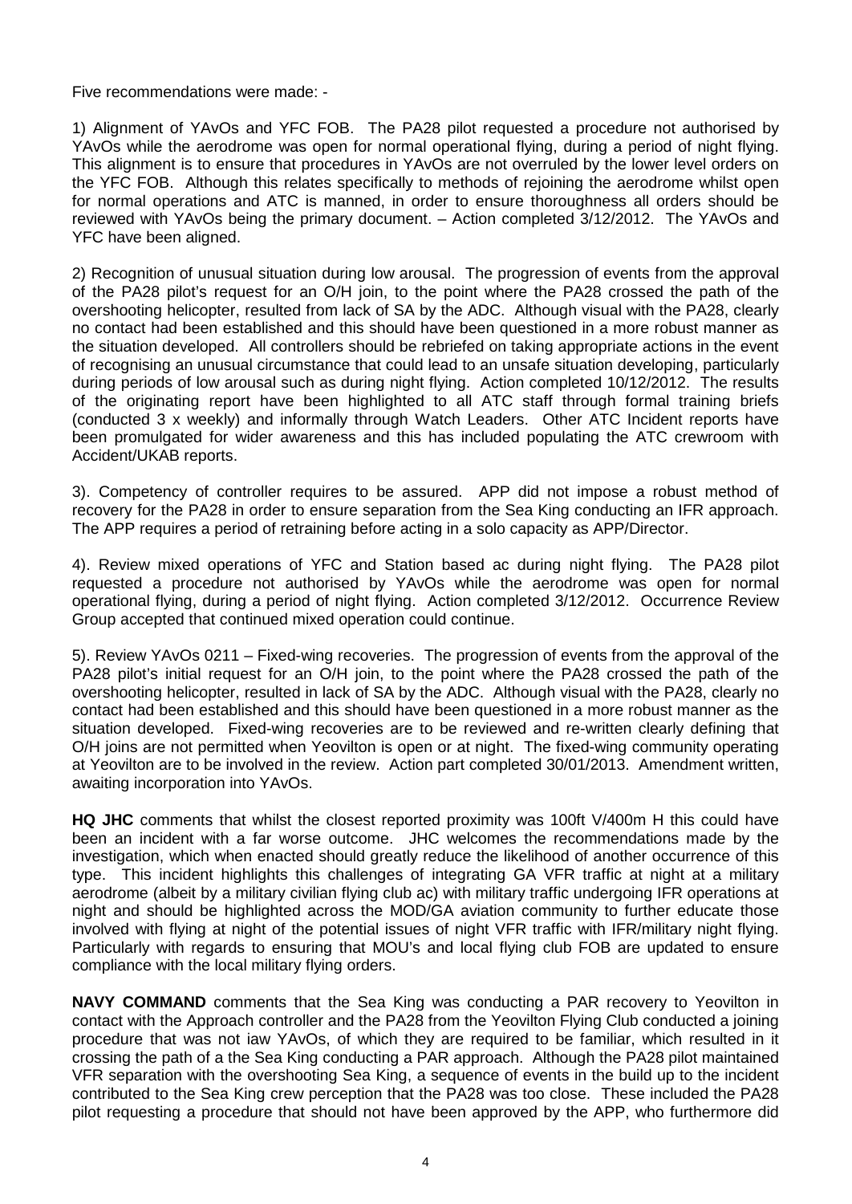Five recommendations were made: -

1) Alignment of YAvOs and YFC FOB. The PA28 pilot requested a procedure not authorised by YAvOs while the aerodrome was open for normal operational flying, during a period of night flying. This alignment is to ensure that procedures in YAvOs are not overruled by the lower level orders on the YFC FOB. Although this relates specifically to methods of rejoining the aerodrome whilst open for normal operations and ATC is manned, in order to ensure thoroughness all orders should be reviewed with YAvOs being the primary document. – Action completed 3/12/2012. The YAvOs and YFC have been aligned.

2) Recognition of unusual situation during low arousal. The progression of events from the approval of the PA28 pilot's request for an O/H join, to the point where the PA28 crossed the path of the overshooting helicopter, resulted from lack of SA by the ADC. Although visual with the PA28, clearly no contact had been established and this should have been questioned in a more robust manner as the situation developed. All controllers should be rebriefed on taking appropriate actions in the event of recognising an unusual circumstance that could lead to an unsafe situation developing, particularly during periods of low arousal such as during night flying. Action completed 10/12/2012. The results of the originating report have been highlighted to all ATC staff through formal training briefs (conducted 3 x weekly) and informally through Watch Leaders. Other ATC Incident reports have been promulgated for wider awareness and this has included populating the ATC crewroom with Accident/UKAB reports.

3). Competency of controller requires to be assured. APP did not impose a robust method of recovery for the PA28 in order to ensure separation from the Sea King conducting an IFR approach. The APP requires a period of retraining before acting in a solo capacity as APP/Director.

4). Review mixed operations of YFC and Station based ac during night flying. The PA28 pilot requested a procedure not authorised by YAvOs while the aerodrome was open for normal operational flying, during a period of night flying. Action completed 3/12/2012. Occurrence Review Group accepted that continued mixed operation could continue.

5). Review YAvOs 0211 – Fixed-wing recoveries. The progression of events from the approval of the PA28 pilot's initial request for an O/H join, to the point where the PA28 crossed the path of the overshooting helicopter, resulted in lack of SA by the ADC. Although visual with the PA28, clearly no contact had been established and this should have been questioned in a more robust manner as the situation developed. Fixed-wing recoveries are to be reviewed and re-written clearly defining that O/H joins are not permitted when Yeovilton is open or at night. The fixed-wing community operating at Yeovilton are to be involved in the review. Action part completed 30/01/2013. Amendment written, awaiting incorporation into YAvOs.

**HQ JHC** comments that whilst the closest reported proximity was 100ft V/400m H this could have been an incident with a far worse outcome. JHC welcomes the recommendations made by the investigation, which when enacted should greatly reduce the likelihood of another occurrence of this type. This incident highlights this challenges of integrating GA VFR traffic at night at a military aerodrome (albeit by a military civilian flying club ac) with military traffic undergoing IFR operations at night and should be highlighted across the MOD/GA aviation community to further educate those involved with flying at night of the potential issues of night VFR traffic with IFR/military night flying. Particularly with regards to ensuring that MOU's and local flying club FOB are updated to ensure compliance with the local military flying orders.

**NAVY COMMAND** comments that the Sea King was conducting a PAR recovery to Yeovilton in contact with the Approach controller and the PA28 from the Yeovilton Flying Club conducted a joining procedure that was not iaw YAvOs, of which they are required to be familiar, which resulted in it crossing the path of a the Sea King conducting a PAR approach. Although the PA28 pilot maintained VFR separation with the overshooting Sea King, a sequence of events in the build up to the incident contributed to the Sea King crew perception that the PA28 was too close. These included the PA28 pilot requesting a procedure that should not have been approved by the APP, who furthermore did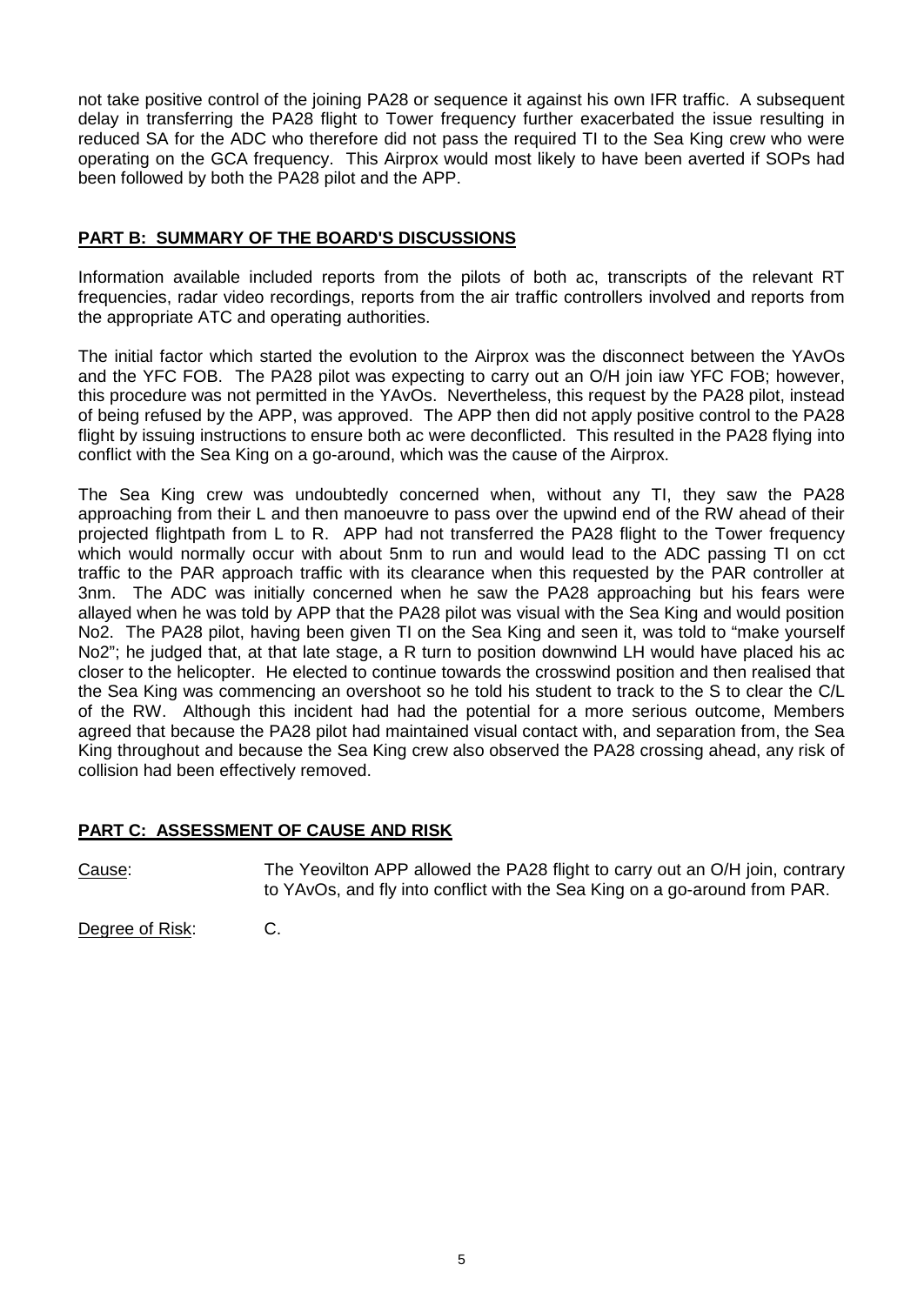not take positive control of the joining PA28 or sequence it against his own IFR traffic. A subsequent delay in transferring the PA28 flight to Tower frequency further exacerbated the issue resulting in reduced SA for the ADC who therefore did not pass the required TI to the Sea King crew who were operating on the GCA frequency. This Airprox would most likely to have been averted if SOPs had been followed by both the PA28 pilot and the APP.

## PART B: SUMMARY OF THE BOARD'S DISCUSSIONS

Information available included reports from the pilots of both ac, transcripts of the relevant RT frequencies, radar video recordings, reports from the air traffic controllers involved and reports from the appropriate ATC and operating authorities.

The initial factor which started the evolution to the Airprox was the disconnect between the YAvOs and the YFC FOB. The PA28 pilot was expecting to carry out an O/H join iaw YFC FOB; however, this procedure was not permitted in the YAvOs. Nevertheless, this request by the PA28 pilot, instead of being refused by the APP, was approved. The APP then did not apply positive control to the PA28 flight by issuing instructions to ensure both ac were deconflicted. This resulted in the PA28 flying into conflict with the Sea King on a go-around, which was the cause of the Airprox.

The Sea King crew was undoubtedly concerned when, without any TI, they saw the PA28 approaching from their L and then manoeuvre to pass over the upwind end of the RW ahead of their projected flightpath from L to R. APP had not transferred the PA28 flight to the Tower frequency which would normally occur with about 5nm to run and would lead to the ADC passing TI on cct traffic to the PAR approach traffic with its clearance when this requested by the PAR controller at 3nm. The ADC was initially concerned when he saw the PA28 approaching but his fears were allayed when he was told by APP that the PA28 pilot was visual with the Sea King and would position No2. The PA28 pilot, having been given TI on the Sea King and seen it, was told to "make yourself No2"; he judged that, at that late stage, a R turn to position downwind LH would have placed his ac closer to the helicopter. He elected to continue towards the crosswind position and then realised that the Sea King was commencing an overshoot so he told his student to track to the S to clear the C/L of the RW. Although this incident had had the potential for a more serious outcome, Members agreed that because the PA28 pilot had maintained visual contact with, and separation from, the Sea King throughout and because the Sea King crew also observed the PA28 crossing ahead, any risk of collision had been effectively removed.

## PART C: ASSESSMENT OF CAUSE AND RISK

Cause: The Yeovilton APP allowed the PA28 flight to carry out an O/H join, contrary to YAvOs, and fly into conflict with the Sea King on a go-around from PAR.

Degree of Risk: C.